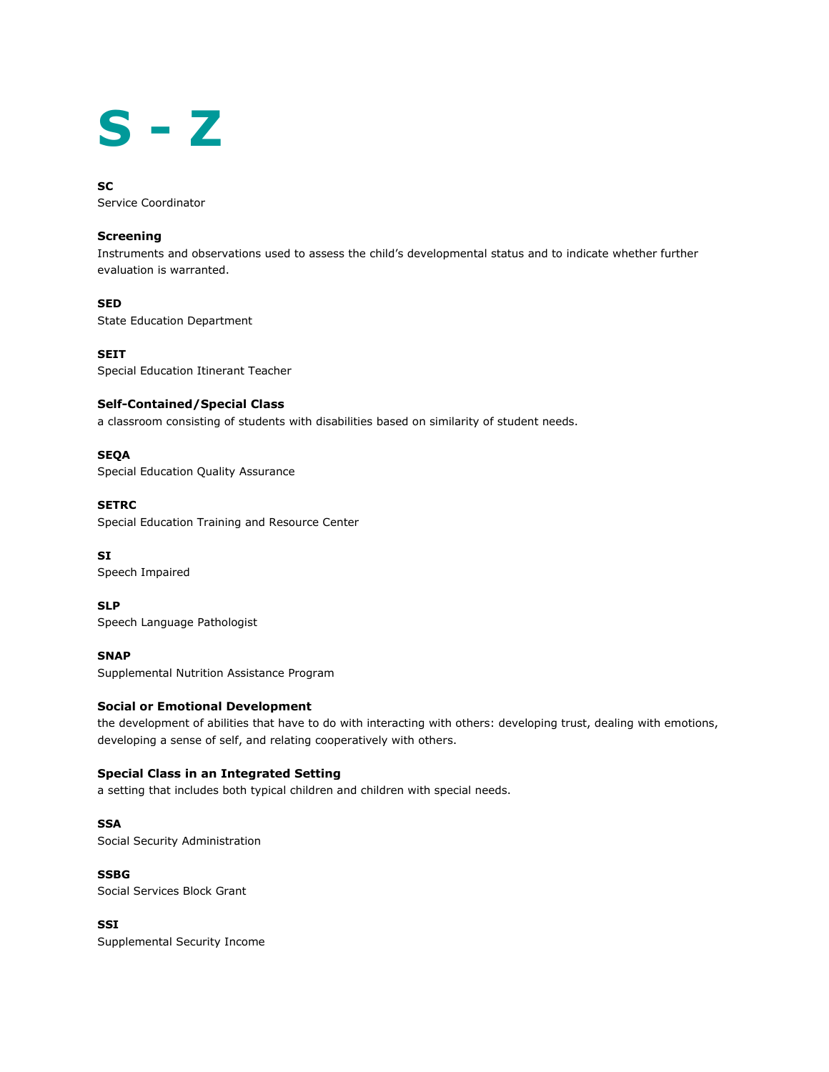# S - Z

**SC**
Service Coordinator

**Screening**
Instruments and observations used to assess the child's developmental status and to indicate whether further evaluation is warranted.

**SED**
State Education Department

**SEIT**
Special Education Itinerant Teacher

**Self-Contained/Special Class**
a classroom consisting of students with disabilities based on similarity of student needs.

**SEQA**
Special Education Quality Assurance

**SETRC**
Special Education Training and Resource Center

**SI**
Speech Impaired

**SLP**
Speech Language Pathologist

**SNAP**
Supplemental Nutrition Assistance Program

**Social or Emotional Development**
the development of abilities that have to do with interacting with others: developing trust, dealing with emotions, developing a sense of self, and relating cooperatively with others.

**Special Class in an Integrated Setting**
a setting that includes both typical children and children with special needs.

**SSA**
Social Security Administration

**SSBG**
Social Services Block Grant

**SSI**
Supplemental Security Income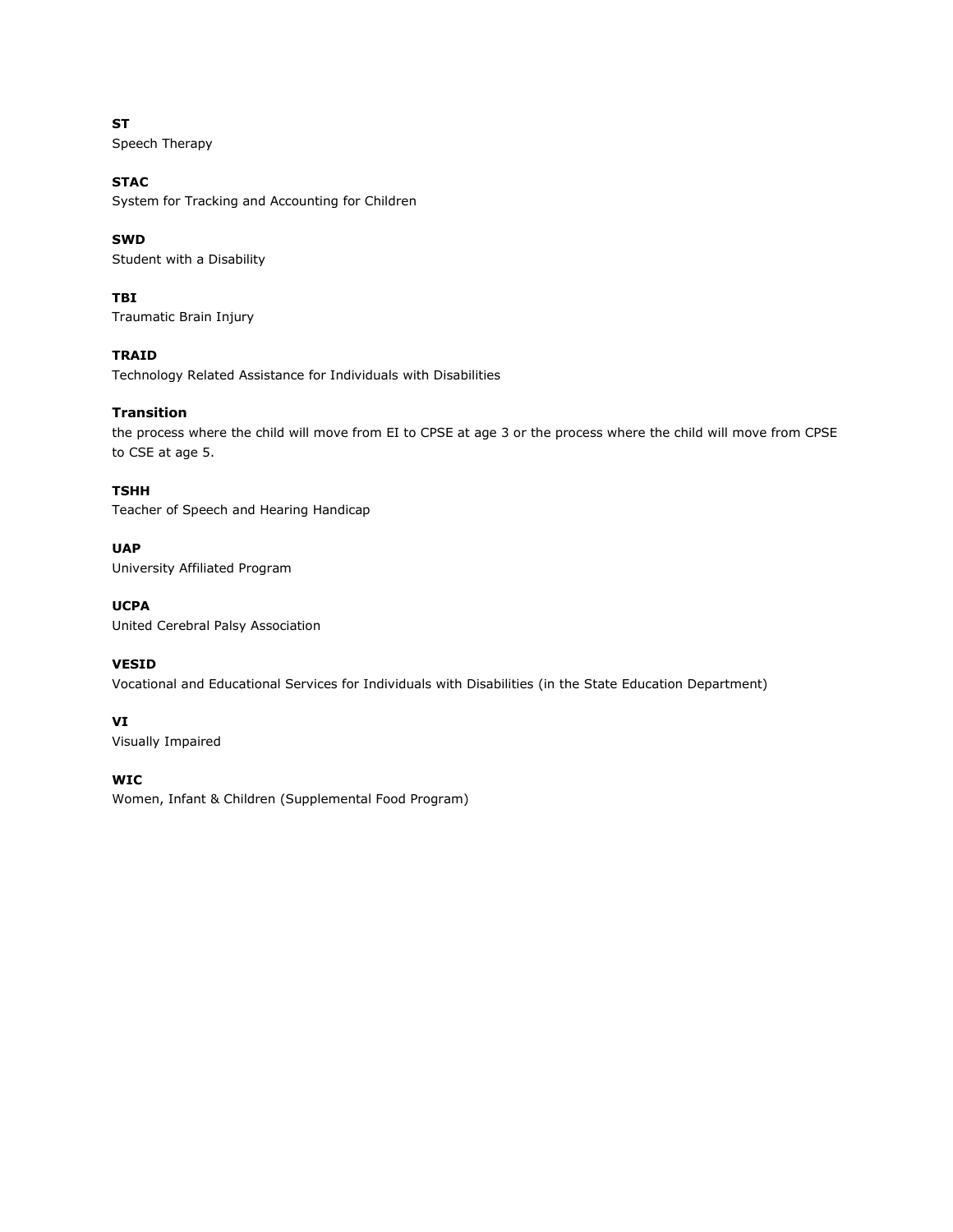**ST**
Speech Therapy

**STAC**
System for Tracking and Accounting for Children

**SWD**
Student with a Disability

**TBI**
Traumatic Brain Injury

**TRAID**
Technology Related Assistance for Individuals with Disabilities

**Transition**
the process where the child will move from EI to CPSE at age 3 or the process where the child will move from CPSE to CSE at age 5.

**TSHH**
Teacher of Speech and Hearing Handicap

**UAP**
University Affiliated Program

**UCPA**
United Cerebral Palsy Association

**VESID**
Vocational and Educational Services for Individuals with Disabilities (in the State Education Department)

**VI**
Visually Impaired

**WIC**
Women, Infant & Children (Supplemental Food Program)